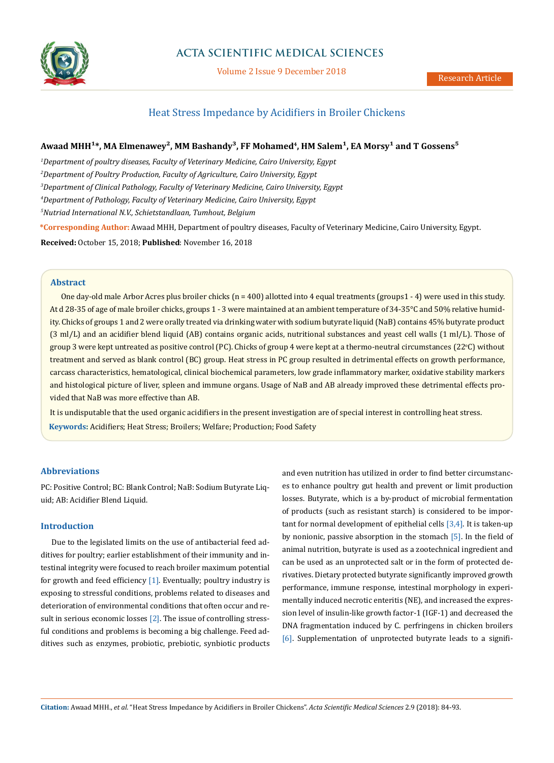# Heat Stress Impedance by Acidifiers in Broiler Chickens

**Awaad MHH[1]\*, MA Elmenawey[2], MM Bashandy[3], FF Mohamed[4], HM Salem[1], EA Morsy[1] and T Gossens[5]**

*[1]Department of poultry diseases, Faculty of Veterinary Medicine, Cairo University, Egypt*

*[2]Department of Poultry Production, Faculty of Agriculture, Cairo University, Egypt*

*[3]Department of Clinical Pathology, Faculty of Veterinary Medicine, Cairo University, Egypt*

*[4]Department of Pathology, Faculty of Veterinary Medicine, Cairo University, Egypt*

*[5]Nutriad International N.V., Schietstandlaan, Tumhout, Belgium*

**\*Corresponding Author:** Awaad MHH, Department of poultry diseases, Faculty of Veterinary Medicine, Cairo University, Egypt.

**Received:** October 15, 2018; **Published**: November 16, 2018

## Abstract

One day-old male Arbor Acres plus broiler chicks (n = 400) allotted into 4 equal treatments (groups1 - 4) were used in this study. At d 28-35 of age of male broiler chicks, groups 1 - 3 were maintained at an ambient temperature of 34-35°C and 50% relative humidity. Chicks of groups 1 and 2 were orally treated via drinking water with sodium butyrate liquid (NaB) contains 45% butyrate product (3 ml/L) and an acidifier blend liquid (AB) contains organic acids, nutritional substances and yeast cell walls (1 ml/L). Those of group 3 were kept untreated as positive control (PC). Chicks of group 4 were kept at a thermo-neutral circumstances (22°C) without treatment and served as blank control (BC) group. Heat stress in PC group resulted in detrimental effects on growth performance, carcass characteristics, hematological, clinical biochemical parameters, low grade inflammatory marker, oxidative stability markers and histological picture of liver, spleen and immune organs. Usage of NaB and AB already improved these detrimental effects provided that NaB was more effective than AB.

It is undisputable that the used organic acidifiers in the present investigation are of special interest in controlling heat stress.

**Keywords:** Acidifiers; Heat Stress; Broilers; Welfare; Production; Food Safety

## Abbreviations

PC: Positive Control; BC: Blank Control; NaB: Sodium Butyrate Liquid; AB: Acidifier Blend Liquid.

## Introduction

Due to the legislated limits on the use of antibacterial feed additives for poultry; earlier establishment of their immunity and intestinal integrity were focused to reach broiler maximum potential for growth and feed efficiency [1]. Eventually; poultry industry is exposing to stressful conditions, problems related to diseases and deterioration of environmental conditions that often occur and result in serious economic losses [2]. The issue of controlling stressful conditions and problems is becoming a big challenge. Feed additives such as enzymes, probiotic, prebiotic, synbiotic products and even nutrition has utilized in order to find better circumstances to enhance poultry gut health and prevent or limit production losses. Butyrate, which is a by-product of microbial fermentation of products (such as resistant starch) is considered to be important for normal development of epithelial cells [3,4]. It is taken-up by nonionic, passive absorption in the stomach [5]. In the field of animal nutrition, butyrate is used as a zootechnical ingredient and can be used as an unprotected salt or in the form of protected derivatives. Dietary protected butyrate significantly improved growth performance, immune response, intestinal morphology in experimentally induced necrotic enteritis (NE), and increased the expression level of insulin-like growth factor-1 (IGF-1) and decreased the DNA fragmentation induced by C. perfringens in chicken broilers [6]. Supplementation of unprotected butyrate leads to a signifi-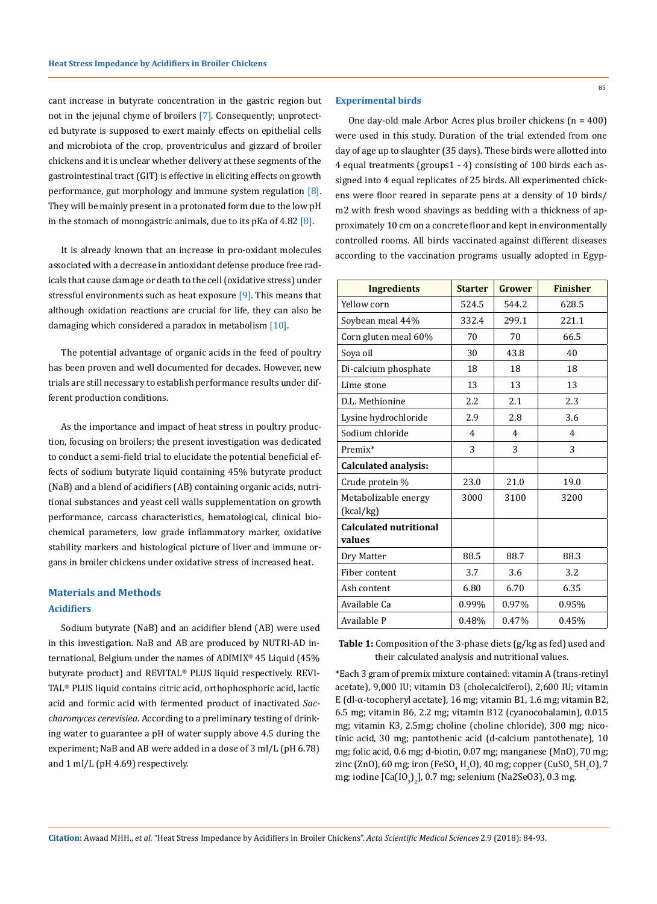cant increase in butyrate concentration in the gastric region but not in the jejunal chyme of broilers [7]. Consequently; unprotected butyrate is supposed to exert mainly effects on epithelial cells and microbiota of the crop, proventriculus and gizzard of broiler chickens and it is unclear whether delivery at these segments of the gastrointestinal tract (GIT) is effective in eliciting effects on growth performance, gut morphology and immune system regulation [8]. They will be mainly present in a protonated form due to the low pH in the stomach of monogastric animals, due to its pKa of 4.82 [8].

It is already known that an increase in pro-oxidant molecules associated with a decrease in antioxidant defense produce free radicals that cause damage or death to the cell (oxidative stress) under stressful environments such as heat exposure [9]. This means that although oxidation reactions are crucial for life, they can also be damaging which considered a paradox in metabolism [10].

The potential advantage of organic acids in the feed of poultry has been proven and well documented for decades. However, new trials are still necessary to establish performance results under different production conditions.

As the importance and impact of heat stress in poultry production, focusing on broilers; the present investigation was dedicated to conduct a semi-field trial to elucidate the potential beneficial effects of sodium butyrate liquid containing 45% butyrate product (NaB) and a blend of acidifiers (AB) containing organic acids, nutritional substances and yeast cell walls supplementation on growth performance, carcass characteristics, hematological, clinical biochemical parameters, low grade inflammatory marker, oxidative stability markers and histological picture of liver and immune organs in broiler chickens under oxidative stress of increased heat.

## Materials and Methods

### Acidifiers

Sodium butyrate (NaB) and an acidifier blend (AB) were used in this investigation. NaB and AB are produced by NUTRI-AD international, Belgium under the names of ADIMIX® 45 Liquid (45% butyrate product) and REVITAL® PLUS liquid respectively. REVITAL® PLUS liquid contains citric acid, orthophosphoric acid, lactic acid and formic acid with fermented product of inactivated *Saccharomyces cerevisiea*. According to a preliminary testing of drinking water to guarantee a pH of water supply above 4.5 during the experiment; NaB and AB were added in a dose of 3 ml/L (pH 6.78) and 1 ml/L (pH 4.69) respectively.

### Experimental birds

One day-old male Arbor Acres plus broiler chickens (n = 400) were used in this study. Duration of the trial extended from one day of age up to slaughter (35 days). These birds were allotted into 4 equal treatments (groups1 - 4) consisting of 100 birds each assigned into 4 equal replicates of 25 birds. All experimented chickens were floor reared in separate pens at a density of 10 birds/m2 with fresh wood shavings as bedding with a thickness of approximately 10 cm on a concrete floor and kept in environmentally controlled rooms. All birds vaccinated against different diseases according to the vaccination programs usually adopted in Egyp-

| Ingredients | Starter | Grower | Finisher |
|---|---|---|---|
| Yellow corn | 524.5 | 544.2 | 628.5 |
| Soybean meal 44% | 332.4 | 299.1 | 221.1 |
| Corn gluten meal 60% | 70 | 70 | 66.5 |
| Soya oil | 30 | 43.8 | 40 |
| Di-calcium phosphate | 18 | 18 | 18 |
| Lime stone | 13 | 13 | 13 |
| D.L. Methionine | 2.2 | 2.1 | 2.3 |
| Lysine hydrochloride | 2.9 | 2.8 | 3.6 |
| Sodium chloride | 4 | 4 | 4 |
| Premix* | 3 | 3 | 3 |
| **Calculated analysis:** | | | |
| Crude protein % | 23.0 | 21.0 | 19.0 |
| Metabolizable energy (kcal/kg) | 3000 | 3100 | 3200 |
| **Calculated nutritional values** | | | |
| Dry Matter | 88.5 | 88.7 | 88.3 |
| Fiber content | 3.7 | 3.6 | 3.2 |
| Ash content | 6.80 | 6.70 | 6.35 |
| Available Ca | 0.99% | 0.97% | 0.95% |
| Available P | 0.48% | 0.47% | 0.45% |

**Table 1:** Composition of the 3-phase diets (g/kg as fed) used and their calculated analysis and nutritional values.

*Each 3 gram of premix mixture contained: vitamin A (trans-retinyl acetate), 9,000 IU; vitamin D3 (cholecalciferol), 2,600 IU; vitamin E (dl-α-tocopheryl acetate), 16 mg; vitamin B1, 1.6 mg; vitamin B2, 6.5 mg; vitamin B6, 2.2 mg; vitamin B12 (cyanocobalamin), 0.015 mg; vitamin K3, 2.5mg; choline (choline chloride), 300 mg; nicotinic acid, 30 mg; pantothenic acid (d-calcium pantothenate), 10 mg; folic acid, 0.6 mg; d-biotin, 0.07 mg; manganese (MnO), 70 mg; zinc (ZnO), 60 mg; iron ($FeSO_4$ $H_2O$), 40 mg; copper ($CuSO_4$ $5H_2O$), 7 mg; iodine [$Ca(IO_3)_2$], 0.7 mg; selenium (Na2SeO3), 0.3 mg.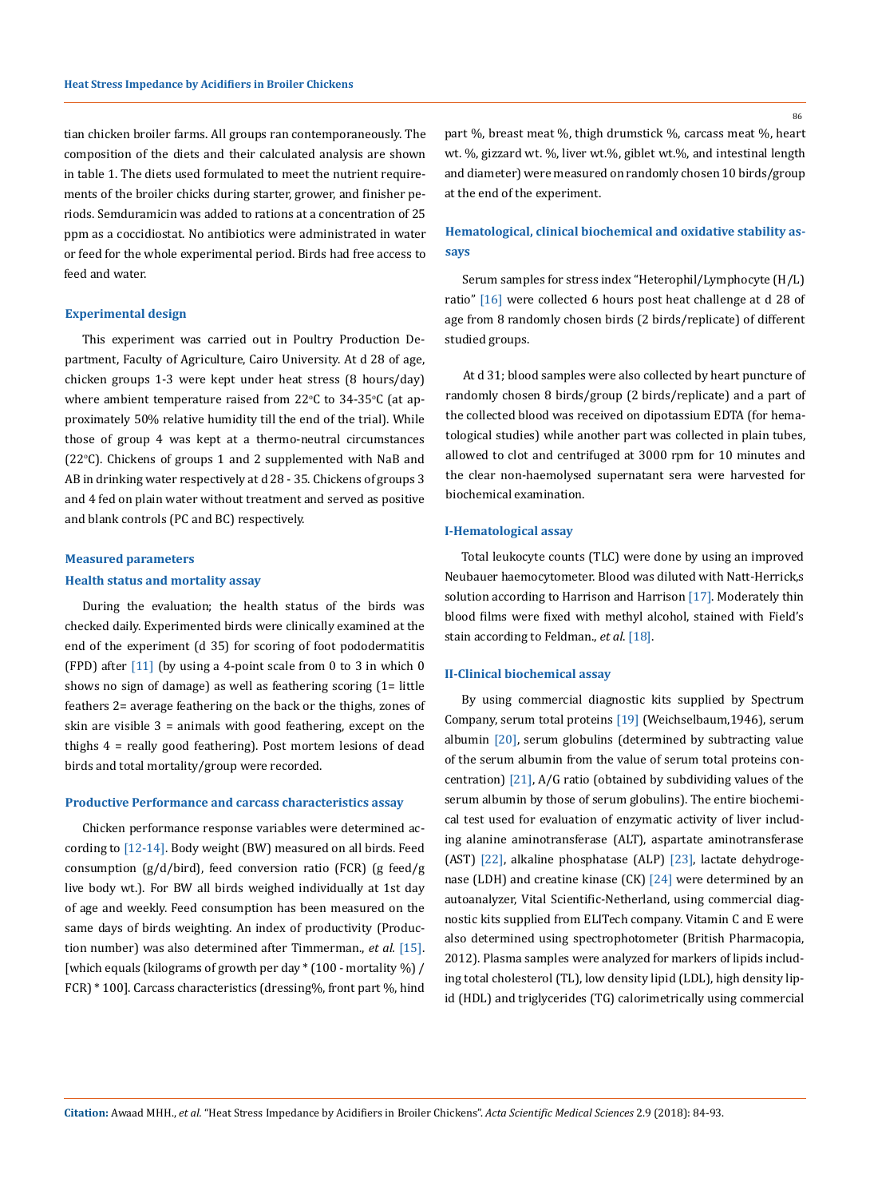tian chicken broiler farms. All groups ran contemporaneously. The composition of the diets and their calculated analysis are shown in table 1. The diets used formulated to meet the nutrient requirements of the broiler chicks during starter, grower, and finisher periods. Semduramicin was added to rations at a concentration of 25 ppm as a coccidiostat. No antibiotics were administrated in water or feed for the whole experimental period. Birds had free access to feed and water.

### Experimental design

This experiment was carried out in Poultry Production Department, Faculty of Agriculture, Cairo University. At d 28 of age, chicken groups 1-3 were kept under heat stress (8 hours/day) where ambient temperature raised from 22°C to 34-35°C (at approximately 50% relative humidity till the end of the trial). While those of group 4 was kept at a thermo-neutral circumstances (22°C). Chickens of groups 1 and 2 supplemented with NaB and AB in drinking water respectively at d 28 - 35. Chickens of groups 3 and 4 fed on plain water without treatment and served as positive and blank controls (PC and BC) respectively.

### Measured parameters

### Health status and mortality assay

During the evaluation; the health status of the birds was checked daily. Experimented birds were clinically examined at the end of the experiment (d 35) for scoring of foot pododermatitis (FPD) after [11] (by using a 4-point scale from 0 to 3 in which 0 shows no sign of damage) as well as feathering scoring (1= little feathers 2= average feathering on the back or the thighs, zones of skin are visible 3 = animals with good feathering, except on the thighs 4 = really good feathering). Post mortem lesions of dead birds and total mortality/group were recorded.

### Productive Performance and carcass characteristics assay

Chicken performance response variables were determined according to [12-14]. Body weight (BW) measured on all birds. Feed consumption (g/d/bird), feed conversion ratio (FCR) (g feed/g live body wt.). For BW all birds weighed individually at 1st day of age and weekly. Feed consumption has been measured on the same days of birds weighting. An index of productivity (Production number) was also determined after Timmerman., *et al.* [15]. [which equals (kilograms of growth per day * (100 - mortality %) / FCR) * 100]. Carcass characteristics (dressing%, front part %, hind part %, breast meat %, thigh drumstick %, carcass meat %, heart wt. %, gizzard wt. %, liver wt.%, giblet wt.%, and intestinal length and diameter) were measured on randomly chosen 10 birds/group at the end of the experiment.

### Hematological, clinical biochemical and oxidative stability assays

Serum samples for stress index "Heterophil/Lymphocyte (H/L) ratio" [16] were collected 6 hours post heat challenge at d 28 of age from 8 randomly chosen birds (2 birds/replicate) of different studied groups.

At d 31; blood samples were also collected by heart puncture of randomly chosen 8 birds/group (2 birds/replicate) and a part of the collected blood was received on dipotassium EDTA (for hematological studies) while another part was collected in plain tubes, allowed to clot and centrifuged at 3000 rpm for 10 minutes and the clear non-haemolysed supernatant sera were harvested for biochemical examination.

### I-Hematological assay

Total leukocyte counts (TLC) were done by using an improved Neubauer haemocytometer. Blood was diluted with Natt-Herrick,s solution according to Harrison and Harrison [17]. Moderately thin blood films were fixed with methyl alcohol, stained with Field's stain according to Feldman., *et al*. [18].

### II-Clinical biochemical assay

By using commercial diagnostic kits supplied by Spectrum Company, serum total proteins [19] (Weichselbaum,1946), serum albumin [20], serum globulins (determined by subtracting value of the serum albumin from the value of serum total proteins concentration) [21], A/G ratio (obtained by subdividing values of the serum albumin by those of serum globulins). The entire biochemical test used for evaluation of enzymatic activity of liver including alanine aminotransferase (ALT), aspartate aminotransferase (AST) [22], alkaline phosphatase (ALP) [23], lactate dehydrogenase (LDH) and creatine kinase (CK) [24] were determined by an autoanalyzer, Vital Scientific-Netherland, using commercial diagnostic kits supplied from ELITech company. Vitamin C and E were also determined using spectrophotometer (British Pharmacopia, 2012). Plasma samples were analyzed for markers of lipids including total cholesterol (TL), low density lipid (LDL), high density lipid (HDL) and triglycerides (TG) calorimetrically using commercial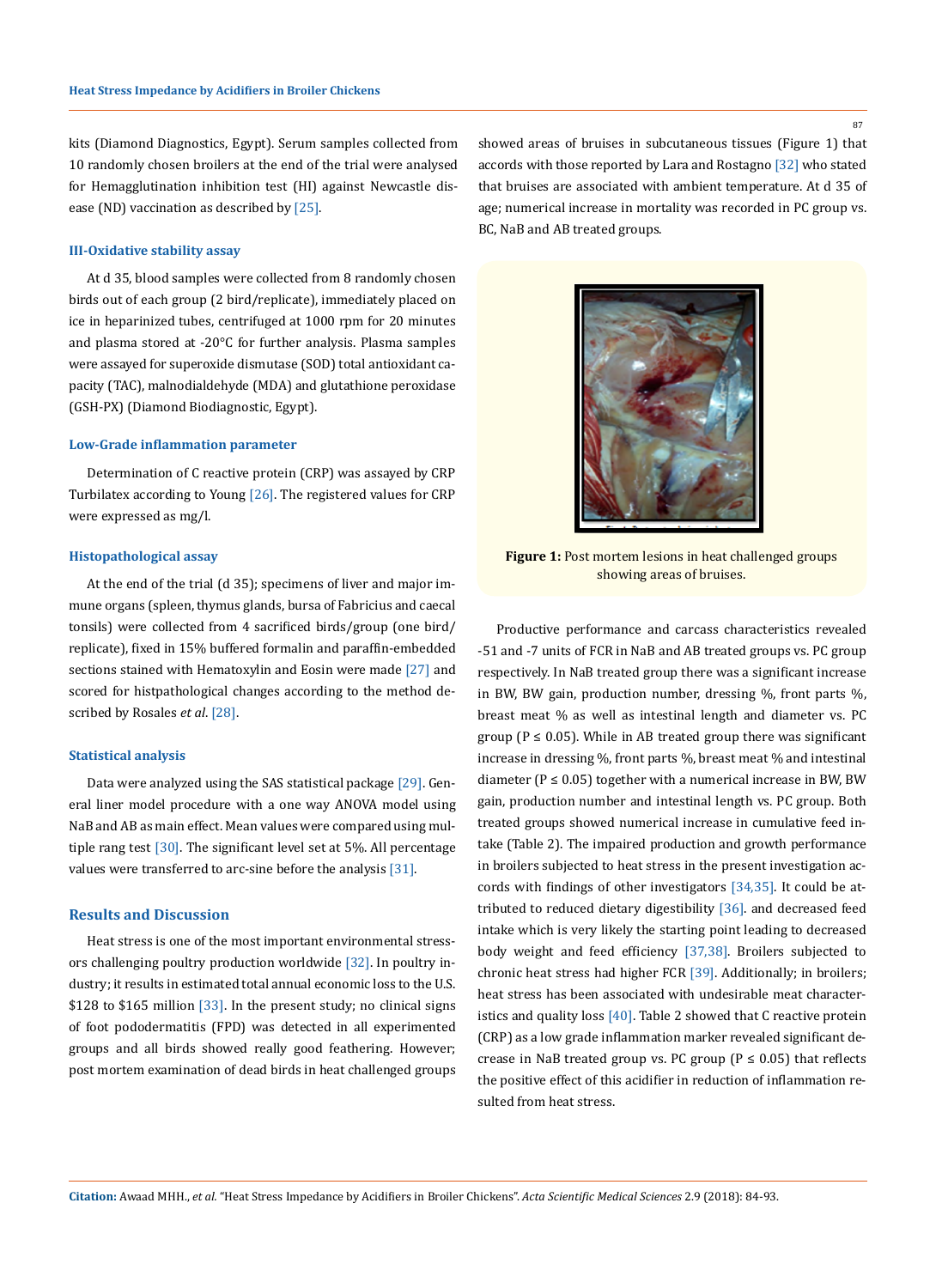kits (Diamond Diagnostics, Egypt). Serum samples collected from 10 randomly chosen broilers at the end of the trial were analysed for Hemagglutination inhibition test (HI) against Newcastle disease (ND) vaccination as described by [25].

### III-Oxidative stability assay

At d 35, blood samples were collected from 8 randomly chosen birds out of each group (2 bird/replicate), immediately placed on ice in heparinized tubes, centrifuged at 1000 rpm for 20 minutes and plasma stored at -20°C for further analysis. Plasma samples were assayed for superoxide dismutase (SOD) total antioxidant capacity (TAC), malnodialdehyde (MDA) and glutathione peroxidase (GSH-PX) (Diamond Biodiagnostic, Egypt).

### Low-Grade inflammation parameter

Determination of C reactive protein (CRP) was assayed by CRP Turbilatex according to Young [26]. The registered values for CRP were expressed as mg/l.

### Histopathological assay

At the end of the trial (d 35); specimens of liver and major immune organs (spleen, thymus glands, bursa of Fabricius and caecal tonsils) were collected from 4 sacrificed birds/group (one bird/replicate), fixed in 15% buffered formalin and paraffin-embedded sections stained with Hematoxylin and Eosin were made [27] and scored for histpathological changes according to the method described by Rosales *et al*. [28].

### Statistical analysis

Data were analyzed using the SAS statistical package [29]. General liner model procedure with a one way ANOVA model using NaB and AB as main effect. Mean values were compared using multiple rang test [30]. The significant level set at 5%. All percentage values were transferred to arc-sine before the analysis [31].

## Results and Discussion

Heat stress is one of the most important environmental stressors challenging poultry production worldwide [32]. In poultry industry; it results in estimated total annual economic loss to the U.S. $128 to $165 million [33]. In the present study; no clinical signs of foot pododermatitis (FPD) was detected in all experimented groups and all birds showed really good feathering. However; post mortem examination of dead birds in heat challenged groups showed areas of bruises in subcutaneous tissues (Figure 1) that accords with those reported by Lara and Rostagno [32] who stated that bruises are associated with ambient temperature. At d 35 of age; numerical increase in mortality was recorded in PC group vs. BC, NaB and AB treated groups.

**Figure 1:** Post mortem lesions in heat challenged groups showing areas of bruises.

Productive performance and carcass characteristics revealed -51 and -7 units of FCR in NaB and AB treated groups vs. PC group respectively. In NaB treated group there was a significant increase in BW, BW gain, production number, dressing %, front parts %, breast meat % as well as intestinal length and diameter vs. PC group ($P \leq 0.05$). While in AB treated group there was significant increase in dressing %, front parts %, breast meat % and intestinal diameter ($P \leq 0.05$) together with a numerical increase in BW, BW gain, production number and intestinal length vs. PC group. Both treated groups showed numerical increase in cumulative feed intake (Table 2). The impaired production and growth performance in broilers subjected to heat stress in the present investigation accords with findings of other investigators [34,35]. It could be attributed to reduced dietary digestibility [36]. and decreased feed intake which is very likely the starting point leading to decreased body weight and feed efficiency [37,38]. Broilers subjected to chronic heat stress had higher FCR [39]. Additionally; in broilers; heat stress has been associated with undesirable meat characteristics and quality loss [40]. Table 2 showed that C reactive protein (CRP) as a low grade inflammation marker revealed significant decrease in NaB treated group vs. PC group ($P \leq 0.05$) that reflects the positive effect of this acidifier in reduction of inflammation resulted from heat stress.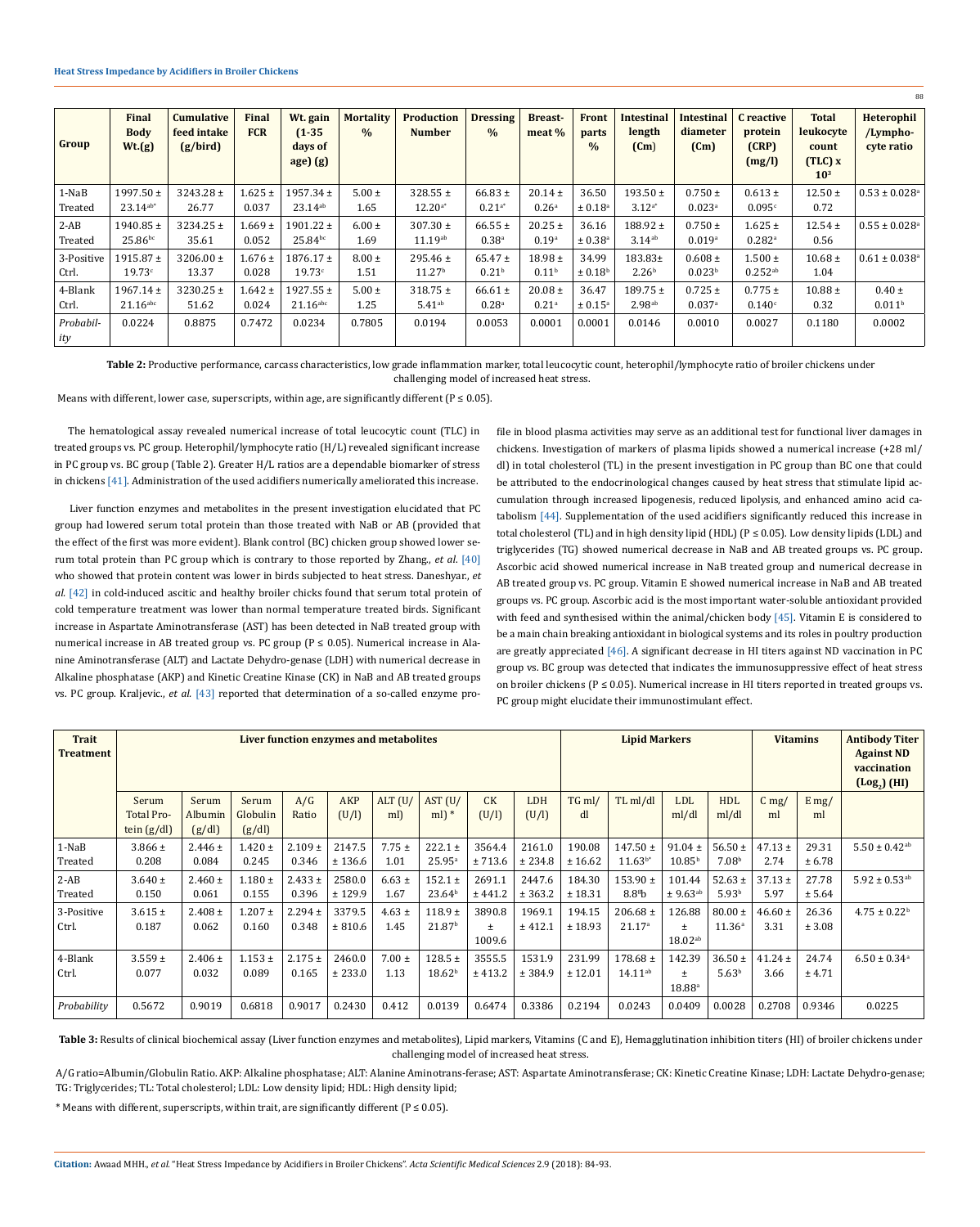| Group | Final Body Wt.(g) | Cumulative feed intake (g/bird) | Final FCR | Wt. gain (1-35 days of age) (g) | Mortality % | Production Number | Dressing % | Breast-meat % | Front parts % | Intestinal length (Cm) | Intestinal diameter (Cm) | C reactive protein (CRP) (mg/l) | Total leukocyte count (TLC) x $10^3$ | Heterophil /Lymphocyte ratio |
|---|---|---|---|---|---|---|---|---|---|---|---|---|---|---|
| 1-NaB Treated | 1997.50 ± $23.14^{ab*}$ | 3243.28 ± 26.77 | 1.625 ± 0.037 | 1957.34 ± $23.14^{ab}$ | 5.00 ± 1.65 | 328.55 ± $12.20^{a*}$ | 66.83 ± $0.21^{a*}$ | 20.14 ± $0.26^{a}$ | 36.50 ± $0.18^{a}$ | 193.50 ± $3.12^{a*}$ | 0.750 ± $0.023^{a}$ | 0.613 ± $0.095^{c}$ | 12.50 ± 0.72 | 0.53 ± $0.028^{a}$ |
| 2-AB Treated | 1940.85 ± $25.86^{bc}$ | 3234.25 ± 35.61 | 1.669 ± 0.052 | 1901.22 ± $25.84^{bc}$ | 6.00 ± 1.69 | 307.30 ± $11.19^{ab}$ | 66.55 ± $0.38^{a}$ | 20.25 ± $0.19^{a}$ | 36.16 ± $0.38^{a}$ | 188.92 ± $3.14^{ab}$ | 0.750 ± $0.019^{a}$ | 1.625 ± $0.282^{a}$ | 12.54 ± 0.56 | 0.55 ± $0.028^{a}$ |
| 3-Positive Ctrl. | 1915.87 ± $19.73^{c}$ | 3206.00 ± 13.37 | 1.676 ± 0.028 | 1876.17 ± $19.73^{c}$ | 8.00 ± 1.51 | 295.46 ± $11.27^{b}$ | 65.47 ± $0.21^{b}$ | 18.98 ± $0.11^{b}$ | 34.99 ± $0.18^{b}$ | 183.83± $2.26^{b}$ | 0.608 ± $0.023^{b}$ | 1.500 ± $0.252^{ab}$ | 10.68 ± 1.04 | 0.61 ± $0.038^{a}$ |
| 4-Blank Ctrl. | 1967.14 ± $21.16^{abc}$ | 3230.25 ± 51.62 | 1.642 ± 0.024 | 1927.55 ± $21.16^{abc}$ | 5.00 ± 1.25 | 318.75 ± $5.41^{ab}$ | 66.61 ± $0.28^{a}$ | 20.08 ± $0.21^{a}$ | 36.47 ± $0.15^{a}$ | 189.75 ± $2.98^{ab}$ | 0.725 ± $0.037^{a}$ | 0.775 ± $0.140^{c}$ | 10.88 ± 0.32 | 0.40 ± $0.011^{b}$ |
| *Probability* | 0.0224 | 0.8875 | 0.7472 | 0.0234 | 0.7805 | 0.0194 | 0.0053 | 0.0001 | 0.0001 | 0.0146 | 0.0010 | 0.0027 | 0.1180 | 0.0002 |

**Table 2:** Productive performance, carcass characteristics, low grade inflammation marker, total leucocytic count, heterophil/lymphocyte ratio of broiler chickens under challenging model of increased heat stress.

Means with different, lower case, superscripts, within age, are significantly different ($P \leq 0.05$).

The hematological assay revealed numerical increase of total leucocytic count (TLC) in treated groups vs. PC group. Heterophil/lymphocyte ratio (H/L) revealed significant increase in PC group vs. BC group (Table 2). Greater H/L ratios are a dependable biomarker of stress in chickens [41]. Administration of the used acidifiers numerically ameliorated this increase.

Liver function enzymes and metabolites in the present investigation elucidated that PC group had lowered serum total protein than those treated with NaB or AB (provided that the effect of the first was more evident). Blank control (BC) chicken group showed lower serum total protein than PC group which is contrary to those reported by Zhang., *et al.* [40] who showed that protein content was lower in birds subjected to heat stress. Daneshyar., *et al.* [42] in cold-induced ascitic and healthy broiler chicks found that serum total protein of cold temperature treatment was lower than normal temperature treated birds. Significant increase in Aspartate Aminotransferase (AST) has been detected in NaB treated group with numerical increase in AB treated group vs. PC group ($P \leq 0.05$). Numerical increase in Alanine Aminotransferase (ALT) and Lactate Dehydro-genase (LDH) with numerical decrease in Alkaline phosphatase (AKP) and Kinetic Creatine Kinase (CK) in NaB and AB treated groups vs. PC group. Kraljevic., *et al.* [43] reported that determination of a so-called enzyme profile in blood plasma activities may serve as an additional test for functional liver damages in chickens. Investigation of markers of plasma lipids showed a numerical increase (+28 ml/dl) in total cholesterol (TL) in the present investigation in PC group than BC one that could be attributed to the endocrinological changes caused by heat stress that stimulate lipid accumulation through increased lipogenesis, reduced lipolysis, and enhanced amino acid catabolism [44]. Supplementation of the used acidifiers significantly reduced this increase in total cholesterol (TL) and in high density lipid (HDL) ($P \leq 0.05$). Low density lipids (LDL) and triglycerides (TG) showed numerical decrease in NaB and AB treated groups vs. PC group. Ascorbic acid showed numerical increase in NaB treated group and numerical decrease in AB treated group vs. PC group. Vitamin E showed numerical increase in NaB and AB treated groups vs. PC group. Ascorbic acid is the most important water-soluble antioxidant provided with feed and synthesised within the animal/chicken body [45]. Vitamin E is considered to be a main chain breaking antioxidant in biological systems and its roles in poultry production are greatly appreciated [46]. A significant decrease in HI titers against ND vaccination in PC group vs. BC group was detected that indicates the immunosuppressive effect of heat stress on broiler chickens ($P \leq 0.05$). Numerical increase in HI titers reported in treated groups vs. PC group might elucidate their immunostimulant effect.

| Trait Treatment | Liver function enzymes and metabolites | | | | | | | | | Lipid Markers | | | | Vitamins | | Antibody Titer Against ND vaccination ($Log_2$) (HI) |
|---|---|---|---|---|---|---|---|---|---|---|---|---|---|---|---|---|
| | Serum Total Protein (g/dl) | Serum Albumin (g/dl) | Serum Globulin (g/dl) | A/G Ratio | AKP (U/l) | ALT (U/ml) | AST (U/ml) * | CK (U/l) | LDH (U/l) | TG ml/dl | TL ml/dl | LDL ml/dl | HDL ml/dl | C mg/ml | E mg/ml | |
| 1-NaB Treated | 3.866 ± 0.208 | 2.446 ± 0.084 | 1.420 ± 0.245 | 2.109 ± 0.346 | 2147.5 ± 136.6 | 7.75 ± 1.01 | 222.1 ± $25.95^{a}$ | 3564.4 ± 713.6 | 2161.0 ± 234.8 | 190.08 ± 16.62 | 147.50 ± $11.63^{b*}$ | 91.04 ± $10.85^{b}$ | 56.50 ± $7.08^{b}$ | 47.13 ± 2.74 | 29.31 ± 6.78 | 5.50 ± $0.42^{ab}$ |
| 2-AB Treated | 3.640 ± 0.150 | 2.460 ± 0.061 | 1.180 ± 0.155 | 2.433 ± 0.396 | 2580.0 ± 129.9 | 6.63 ± 1.67 | 152.1 ± $23.64^{b}$ | 2691.1 ± 441.2 | 2447.6 ± 363.2 | 184.30 ± 18.31 | 153.90 ± $8.8^{b}$ | 101.44 ± $9.63^{ab}$ | 52.63 ± $5.93^{b}$ | 37.13 ± 5.97 | 27.78 ± 5.64 | 5.92 ± $0.53^{ab}$ |
| 3-Positive Ctrl. | 3.615 ± 0.187 | 2.408 ± 0.062 | 1.207 ± 0.160 | 2.294 ± 0.348 | 3379.5 ± 810.6 | 4.63 ± 1.45 | 118.9 ± $21.87^{b}$ | 3890.8 ± 1009.6 | 1969.1 ± 412.1 | 194.15 ± 18.93 | 206.68 ± $21.17^{a}$ | 126.88 ± $18.02^{ab}$ | 80.00 ± $11.36^{a}$ | 46.60 ± 3.31 | 26.36 ± 3.08 | 4.75 ± $0.22^{b}$ |
| 4-Blank Ctrl. | 3.559 ± 0.077 | 2.406 ± 0.032 | 1.153 ± 0.089 | 2.175 ± 0.165 | 2460.0 ± 233.0 | 7.00 ± 1.13 | 128.5 ± $18.62^{b}$ | 3555.5 ± 413.2 | 1531.9 ± 384.9 | 231.99 ± 12.01 | 178.68 ± $14.11^{ab}$ | 142.39 ± $18.88^{a}$ | 36.50 ± $5.63^{b}$ | 41.24 ± 3.66 | 24.74 ± 4.71 | 6.50 ± $0.34^{a}$ |
| *Probability* | 0.5672 | 0.9019 | 0.6818 | 0.9017 | 0.2430 | 0.412 | 0.0139 | 0.6474 | 0.3386 | 0.2194 | 0.0243 | 0.0409 | 0.0028 | 0.2708 | 0.9346 | 0.0225 |

**Table 3:** Results of clinical biochemical assay (Liver function enzymes and metabolites), Lipid markers, Vitamins (C and E), Hemagglutination inhibition titers (HI) of broiler chickens under challenging model of increased heat stress.

A/G ratio=Albumin/Globulin Ratio. AKP: Alkaline phosphatase; ALT: Alanine Aminotrans-ferase; AST: Aspartate Aminotransferase; CK: Kinetic Creatine Kinase; LDH: Lactate Dehydro-genase; TG: Triglycerides; TL: Total cholesterol; LDL: Low density lipid; HDL: High density lipid;

\* Means with different, superscripts, within trait, are significantly different ($P \leq 0.05$).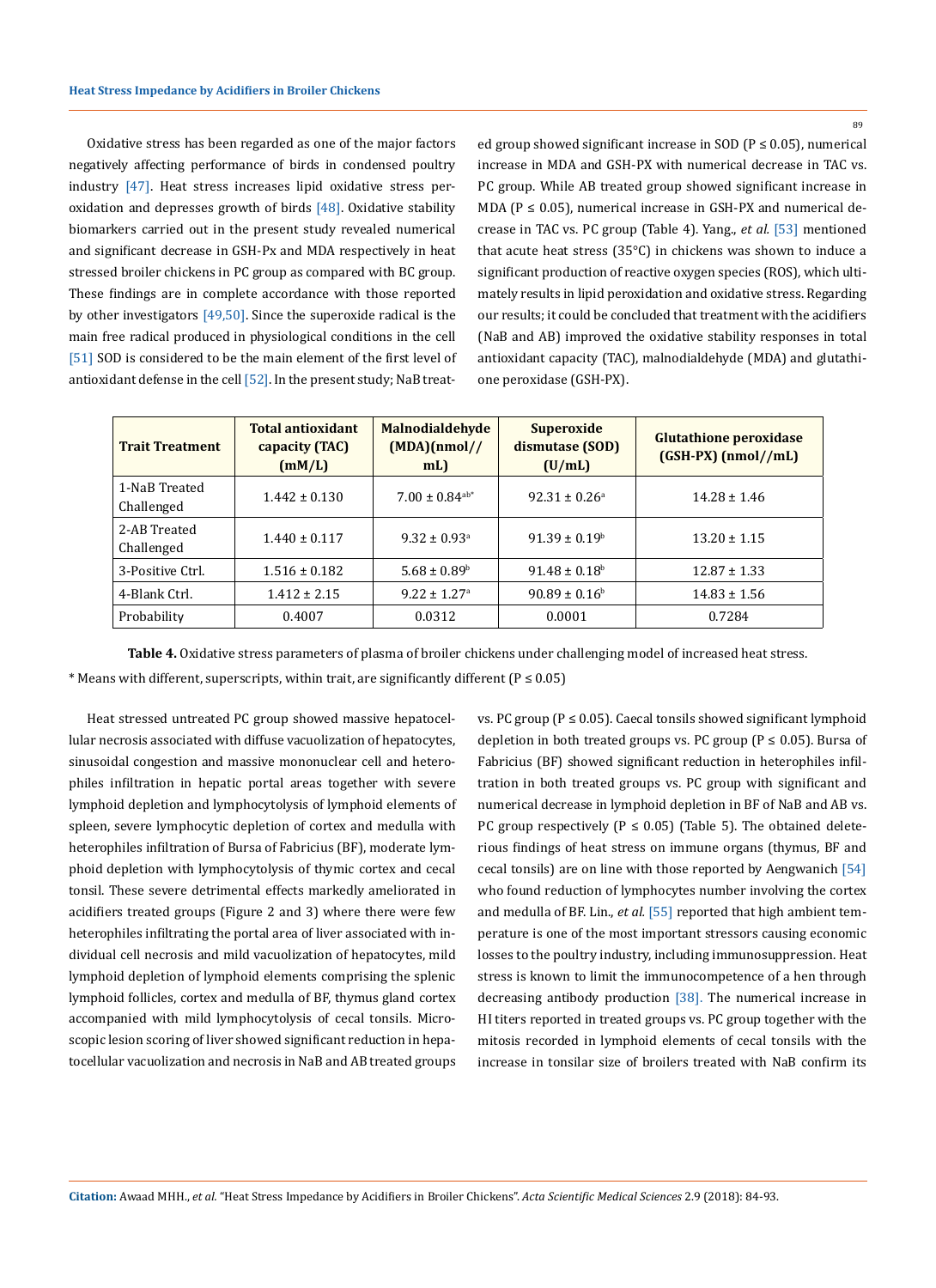Oxidative stress has been regarded as one of the major factors negatively affecting performance of birds in condensed poultry industry [47]. Heat stress increases lipid oxidative stress peroxidation and depresses growth of birds [48]. Oxidative stability biomarkers carried out in the present study revealed numerical and significant decrease in GSH-Px and MDA respectively in heat stressed broiler chickens in PC group as compared with BC group. These findings are in complete accordance with those reported by other investigators [49,50]. Since the superoxide radical is the main free radical produced in physiological conditions in the cell [51] SOD is considered to be the main element of the first level of antioxidant defense in the cell [52]. In the present study; NaB treated group showed significant increase in SOD (P ≤ 0.05), numerical increase in MDA and GSH-PX with numerical decrease in TAC vs. PC group. While AB treated group showed significant increase in MDA (P ≤ 0.05), numerical increase in GSH-PX and numerical decrease in TAC vs. PC group (Table 4). Yang., *et al.* [53] mentioned that acute heat stress (35°C) in chickens was shown to induce a significant production of reactive oxygen species (ROS), which ultimately results in lipid peroxidation and oxidative stress. Regarding our results; it could be concluded that treatment with the acidifiers (NaB and AB) improved the oxidative stability responses in total antioxidant capacity (TAC), malnodialdehyde (MDA) and glutathione peroxidase (GSH-PX).

| Trait Treatment | Total antioxidant capacity (TAC) (mM/L) | Malnodialdehyde (MDA)(nmol// mL) | Superoxide dismutase (SOD) (U/mL) | Glutathione peroxidase (GSH-PX) (nmol//mL) |
|---|---|---|---|---|
| 1-NaB Treated Challenged | 1.442 ± 0.130 | 7.00 ± 0.84[ab*] | 92.31 ± 0.26[a] | 14.28 ± 1.46 |
| 2-AB Treated Challenged | 1.440 ± 0.117 | 9.32 ± 0.93[a] | 91.39 ± 0.19[b] | 13.20 ± 1.15 |
| 3-Positive Ctrl. | 1.516 ± 0.182 | 5.68 ± 0.89[b] | 91.48 ± 0.18[b] | 12.87 ± 1.33 |
| 4-Blank Ctrl. | 1.412 ± 2.15 | 9.22 ± 1.27[a] | 90.89 ± 0.16[b] | 14.83 ± 1.56 |
| Probability | 0.4007 | 0.0312 | 0.0001 | 0.7284 |

**Table 4.** Oxidative stress parameters of plasma of broiler chickens under challenging model of increased heat stress.

\* Means with different, superscripts, within trait, are significantly different (P ≤ 0.05)

Heat stressed untreated PC group showed massive hepatocellular necrosis associated with diffuse vacuolization of hepatocytes, sinusoidal congestion and massive mononuclear cell and heterophiles infiltration in hepatic portal areas together with severe lymphoid depletion and lymphocytolysis of lymphoid elements of spleen, severe lymphocytic depletion of cortex and medulla with heterophiles infiltration of Bursa of Fabricius (BF), moderate lymphoid depletion with lymphocytolysis of thymic cortex and cecal tonsil. These severe detrimental effects markedly ameliorated in acidifiers treated groups (Figure 2 and 3) where there were few heterophiles infiltrating the portal area of liver associated with individual cell necrosis and mild vacuolization of hepatocytes, mild lymphoid depletion of lymphoid elements comprising the splenic lymphoid follicles, cortex and medulla of BF, thymus gland cortex accompanied with mild lymphocytolysis of cecal tonsils. Microscopic lesion scoring of liver showed significant reduction in hepatocellular vacuolization and necrosis in NaB and AB treated groups vs. PC group (P ≤ 0.05). Caecal tonsils showed significant lymphoid depletion in both treated groups vs. PC group (P ≤ 0.05). Bursa of Fabricius (BF) showed significant reduction in heterophiles infiltration in both treated groups vs. PC group with significant and numerical decrease in lymphoid depletion in BF of NaB and AB vs. PC group respectively (P ≤ 0.05) (Table 5). The obtained deleterious findings of heat stress on immune organs (thymus, BF and cecal tonsils) are on line with those reported by Aengwanich [54] who found reduction of lymphocytes number involving the cortex and medulla of BF. Lin., *et al.* [55] reported that high ambient temperature is one of the most important stressors causing economic losses to the poultry industry, including immunosuppression. Heat stress is known to limit the immunocompetence of a hen through decreasing antibody production [38]. The numerical increase in HI titers reported in treated groups vs. PC group together with the mitosis recorded in lymphoid elements of cecal tonsils with the increase in tonsilar size of broilers treated with NaB confirm its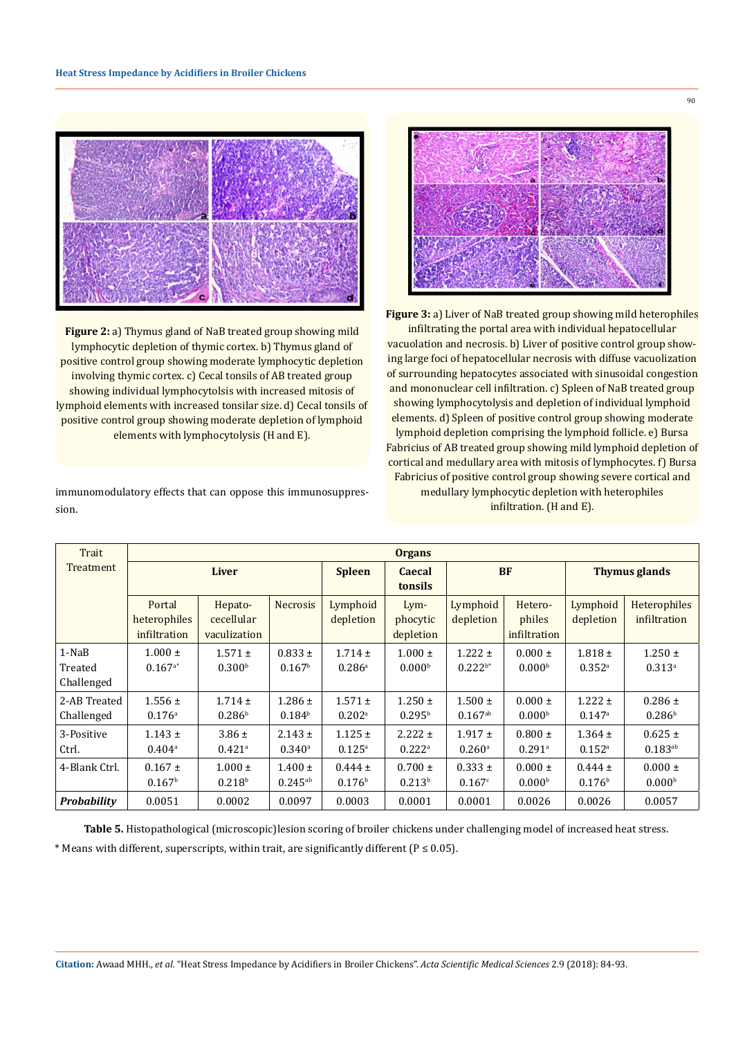**Figure 2:** a) Thymus gland of NaB treated group showing mild lymphocytic depletion of thymic cortex. b) Thymus gland of positive control group showing moderate lymphocytic depletion involving thymic cortex. c) Cecal tonsils of AB treated group showing individual lymphocytolsis with increased mitosis of lymphoid elements with increased tonsilar size. d) Cecal tonsils of positive control group showing moderate depletion of lymphoid elements with lymphocytolysis (H and E).

immunomodulatory effects that can oppose this immunosuppression.

**Figure 3:** a) Liver of NaB treated group showing mild heterophiles infiltrating the portal area with individual hepatocellular vacuolation and necrosis. b) Liver of positive control group showing large foci of hepatocellular necrosis with diffuse vacuolization of surrounding hepatocytes associated with sinusoidal congestion and mononuclear cell infiltration. c) Spleen of NaB treated group showing lymphocytolysis and depletion of individual lymphoid elements. d) Spleen of positive control group showing moderate lymphoid depletion comprising the lymphoid follicle. e) Bursa Fabricius of AB treated group showing mild lymphoid depletion of cortical and medullary area with mitosis of lymphocytes. f) Bursa Fabricius of positive control group showing severe cortical and medullary lymphocytic depletion with heterophiles infiltration. (H and E).

| Trait / Treatment | Organs | | | | | | | | |
|---|---|---|---|---|---|---|---|---|---|
| | **Liver** | | | **Spleen** | **Caecal tonsils** | **BF** | | **Thymus glands** | |
| | Portal heterophiles infiltration | Hepato-cecellular vaculization | Necrosis | Lymphoid depletion | Lym-phocytic depletion | Lymphoid depletion | Hetero-philes infiltration | Lymphoid depletion | Heterophiles infiltration |
| 1-NaB Treated Challenged | 1.000 ± 0.167[a*] | 1.571 ± 0.300[b] | 0.833 ± 0.167[b] | 1.714 ± 0.286[a] | 1.000 ± 0.000[b] | 1.222 ± 0.222[b*] | 0.000 ± 0.000[b] | 1.818 ± 0.352[a] | 1.250 ± 0.313[a] |
| 2-AB Treated Challenged | 1.556 ± 0.176[a] | 1.714 ± 0.286[b] | 1.286 ± 0.184[b] | 1.571 ± 0.202[a] | 1.250 ± 0.295[b] | 1.500 ± 0.167[ab] | 0.000 ± 0.000[b] | 1.222 ± 0.147[a] | 0.286 ± 0.286[b] |
| 3-Positive Ctrl. | 1.143 ± 0.404[a] | 3.86 ± 0.421[a] | 2.143 ± 0.340[a] | 1.125 ± 0.125[a] | 2.222 ± 0.222[a] | 1.917 ± 0.260[a] | 0.800 ± 0.291[a] | 1.364 ± 0.152[a] | 0.625 ± 0.183[ab] |
| 4-Blank Ctrl. | 0.167 ± 0.167[b] | 1.000 ± 0.218[b] | 1.400 ± 0.245[ab] | 0.444 ± 0.176[b] | 0.700 ± 0.213[b] | 0.333 ± 0.167[c] | 0.000 ± 0.000[b] | 0.444 ± 0.176[b] | 0.000 ± 0.000[b] |
| ***Probability*** | 0.0051 | 0.0002 | 0.0097 | 0.0003 | 0.0001 | 0.0001 | 0.0026 | 0.0026 | 0.0057 |

**Table 5.** Histopathological (microscopic)lesion scoring of broiler chickens under challenging model of increased heat stress.

\* Means with different, superscripts, within trait, are significantly different ($P \leq 0.05$).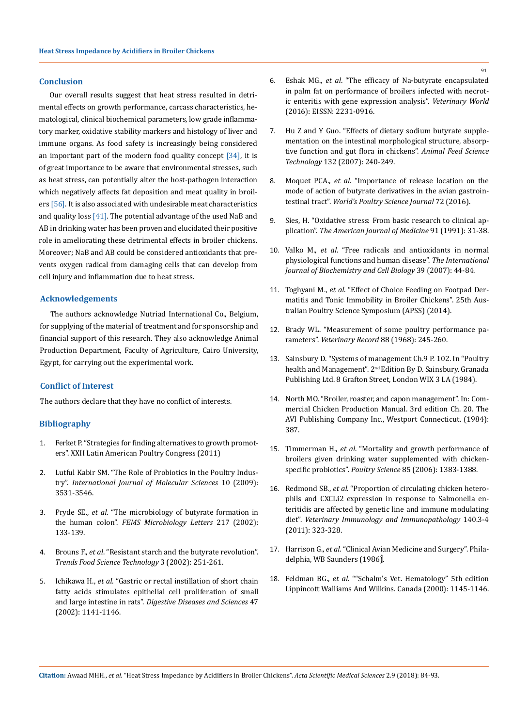## Conclusion

Our overall results suggest that heat stress resulted in detrimental effects on growth performance, carcass characteristics, hematological, clinical biochemical parameters, low grade inflammatory marker, oxidative stability markers and histology of liver and immune organs. As food safety is increasingly being considered an important part of the modern food quality concept [34], it is of great importance to be aware that environmental stresses, such as heat stress, can potentially alter the host-pathogen interaction which negatively affects fat deposition and meat quality in broilers [56]. It is also associated with undesirable meat characteristics and quality loss [41]. The potential advantage of the used NaB and AB in drinking water has been proven and elucidated their positive role in ameliorating these detrimental effects in broiler chickens. Moreover; NaB and AB could be considered antioxidants that prevents oxygen radical from damaging cells that can develop from cell injury and inflammation due to heat stress.

## Acknowledgements

The authors acknowledge Nutriad International Co., Belgium, for supplying of the material of treatment and for sponsorship and financial support of this research. They also acknowledge Animal Production Department, Faculty of Agriculture, Cairo University, Egypt, for carrying out the experimental work.

## Conflict of Interest

The authors declare that they have no conflict of interests.

## Bibliography

1. Ferket P. "Strategies for finding alternatives to growth promoters". XXII Latin American Poultry Congress (2011)
2. Lutful Kabir SM. "The Role of Probiotics in the Poultry Industry". *International Journal of Molecular Sciences* 10 (2009): 3531-3546.
3. Pryde SE., *et al*. "The microbiology of butyrate formation in the human colon". *FEMS Microbiology Letters* 217 (2002): 133-139.
4. Brouns F., *et al*. "Resistant starch and the butyrate revolution". *Trends Food Science Technology* 3 (2002): 251-261.
5. Ichikawa H., *et al*. "Gastric or rectal instillation of short chain fatty acids stimulates epithelial cell proliferation of small and large intestine in rats". *Digestive Diseases and Sciences* 47 (2002): 1141-1146.
6. Eshak MG., *et al*. "The efficacy of Na-butyrate encapsulated in palm fat on performance of broilers infected with necrotic enteritis with gene expression analysis". *Veterinary World* (2016): EISSN: 2231-0916.
7. Hu Z and Y Guo. "Effects of dietary sodium butyrate supplementation on the intestinal morphological structure, absorptive function and gut flora in chickens". *Animal Feed Science Technology* 132 (2007): 240-249.
8. Moquet PCA., *et al*. "Importance of release location on the mode of action of butyrate derivatives in the avian gastrointestinal tract". *World's Poultry Science Journal* 72 (2016).
9. Sies, H. "Oxidative stress: From basic research to clinical application". *The American Journal of Medicine* 91 (1991): 31-38.
10. Valko M., *et al*. "Free radicals and antioxidants in normal physiological functions and human disease". *The International Journal of Biochemistry and Cell Biology* 39 (2007): 44-84.
11. Toghyani M., *et al*. "Effect of Choice Feeding on Footpad Dermatitis and Tonic Immobility in Broiler Chickens". 25th Australian Poultry Science Symposium (APSS) (2014).
12. Brady WL. "Measurement of some poultry performance parameters". *Veterinary Record* 88 (1968): 245-260.
13. Sainsbury D. "Systems of management Ch.9 P. 102. In "Poultry health and Management". 2nd Edition By D. Sainsbury. Granada Publishing Ltd. 8 Grafton Street, London WIX 3 LA (1984).
14. North MO. "Broiler, roaster, and capon management". In: Commercial Chicken Production Manual. 3rd edition Ch. 20. The AVI Publishing Company Inc., Westport Connecticut. (1984): 387.
15. Timmerman H., *et al*. "Mortality and growth performance of broilers given drinking water supplemented with chicken-specific probiotics". *Poultry Science* 85 (2006): 1383-1388.
16. Redmond SB., *et al*. "Proportion of circulating chicken heterophils and CXCLi2 expression in response to Salmonella enteritidis are affected by genetic line and immune modulating diet". *Veterinary Immunology and Immunopathology* 140.3-4 (2011): 323-328.
17. Harrison G., *et al*. "Clinical Avian Medicine and Surgery". Philadelphia, WB Saunders (1986).
18. Feldman BG., *et al*. ""Schalm's Vet. Hematology" 5th edition Lippincott Walliams And Wilkins. Canada (2000): 1145-1146.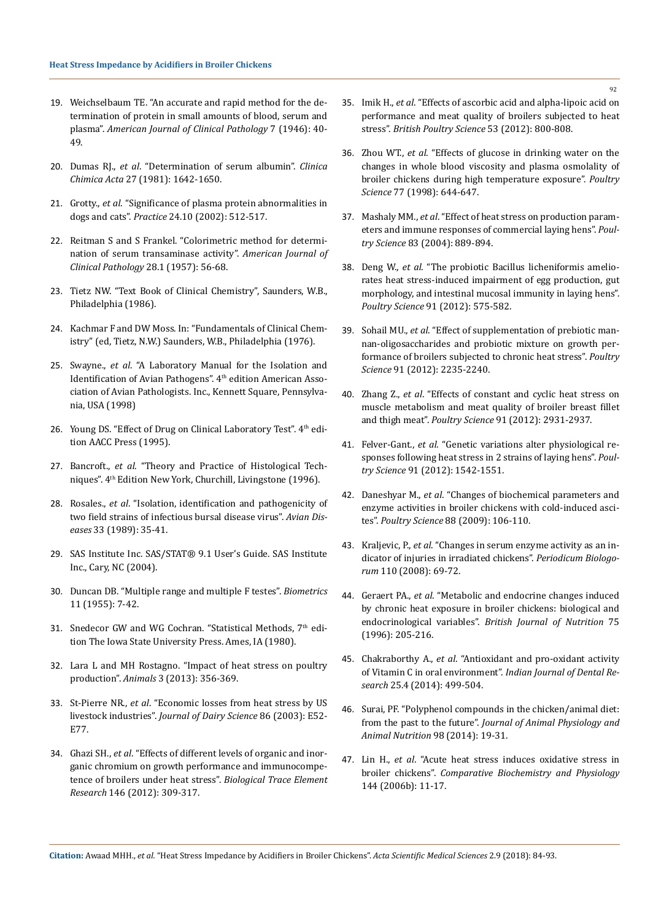19. Weichselbaum TE. "An accurate and rapid method for the determination of protein in small amounts of blood, serum and plasma". *American Journal of Clinical Pathology* 7 (1946): 40-49.

20. Dumas RJ., *et al*. "Determination of serum albumin". *Clinica Chimica Acta* 27 (1981): 1642-1650.

21. Grotty., *et al*. "Significance of plasma protein abnormalities in dogs and cats". *Practice* 24.10 (2002): 512-517.

22. Reitman S and S Frankel. "Colorimetric method for determination of serum transaminase activity". *American Journal of Clinical Pathology* 28.1 (1957): 56-68.

23. Tietz NW. "Text Book of Clinical Chemistry", Saunders, W.B., Philadelphia (1986).

24. Kachmar F and DW Moss. In: "Fundamentals of Clinical Chemistry" (ed, Tietz, N.W.) Saunders, W.B., Philadelphia (1976).

25. Swayne., *et al*. "A Laboratory Manual for the Isolation and Identification of Avian Pathogens". 4th edition American Association of Avian Pathologists. Inc., Kennett Square, Pennsylvania, USA (1998)

26. Young DS. "Effect of Drug on Clinical Laboratory Test". 4th edition AACC Press (1995).

27. Bancroft., *et al.* "Theory and Practice of Histological Techniques". 4th Edition New York, Churchill, Livingstone (1996).

28. Rosales., *et al*. "Isolation, identification and pathogenicity of two field strains of infectious bursal disease virus". *Avian Diseases* 33 (1989): 35-41.

29. SAS Institute Inc. SAS/STAT® 9.1 User's Guide. SAS Institute Inc., Cary, NC (2004).

30. Duncan DB. "Multiple range and multiple F testes". *Biometrics* 11 (1955): 7-42.

31. Snedecor GW and WG Cochran. "Statistical Methods, 7th edition The Iowa State University Press. Ames, IA (1980).

32. Lara L and MH Rostagno. "Impact of heat stress on poultry production". *Animals* 3 (2013): 356-369.

33. St-Pierre NR., *et al*. "Economic losses from heat stress by US livestock industries". *Journal of Dairy Science* 86 (2003): E52-E77.

34. Ghazi SH., *et al*. "Effects of different levels of organic and inorganic chromium on growth performance and immunocompetence of broilers under heat stress". *Biological Trace Element Research* 146 (2012): 309-317.

35. Imik H., *et al*. "Effects of ascorbic acid and alpha-lipoic acid on performance and meat quality of broilers subjected to heat stress". *British Poultry Science* 53 (2012): 800-808.

36. Zhou WT., *et al.* "Effects of glucose in drinking water on the changes in whole blood viscosity and plasma osmolality of broiler chickens during high temperature exposure". *Poultry Science* 77 (1998): 644-647.

37. Mashaly MM., *et al*. "Effect of heat stress on production parameters and immune responses of commercial laying hens". *Poultry Science* 83 (2004): 889-894.

38. Deng W., *et al.* "The probiotic Bacillus licheniformis ameliorates heat stress-induced impairment of egg production, gut morphology, and intestinal mucosal immunity in laying hens". *Poultry Science* 91 (2012): 575-582.

39. Sohail MU., *et al*. "Effect of supplementation of prebiotic mannan-oligosaccharides and probiotic mixture on growth performance of broilers subjected to chronic heat stress". *Poultry Science* 91 (2012): 2235-2240.

40. Zhang Z., *et al*. "Effects of constant and cyclic heat stress on muscle metabolism and meat quality of broiler breast fillet and thigh meat". *Poultry Science* 91 (2012): 2931-2937.

41. Felver-Gant., *et al*. "Genetic variations alter physiological responses following heat stress in 2 strains of laying hens". *Poultry Science* 91 (2012): 1542-1551.

42. Daneshyar M., *et al*. "Changes of biochemical parameters and enzyme activities in broiler chickens with cold-induced ascites". *Poultry Science* 88 (2009): 106-110.

43. Kraljevic, P., *et al*. "Changes in serum enzyme activity as an indicator of injuries in irradiated chickens". *Periodicum Biologorum* 110 (2008): 69-72.

44. Geraert PA., *et al*. "Metabolic and endocrine changes induced by chronic heat exposure in broiler chickens: biological and endocrinological variables". *British Journal of Nutrition* 75 (1996): 205-216.

45. Chakraborthy A., *et al*. "Antioxidant and pro-oxidant activity of Vitamin C in oral environment". *Indian Journal of Dental Research* 25.4 (2014): 499-504.

46. Surai, PF. "Polyphenol compounds in the chicken/animal diet: from the past to the future". *Journal of Animal Physiology and Animal Nutrition* 98 (2014): 19-31.

47. Lin H., *et al*. "Acute heat stress induces oxidative stress in broiler chickens". *Comparative Biochemistry and Physiology* 144 (2006b): 11-17.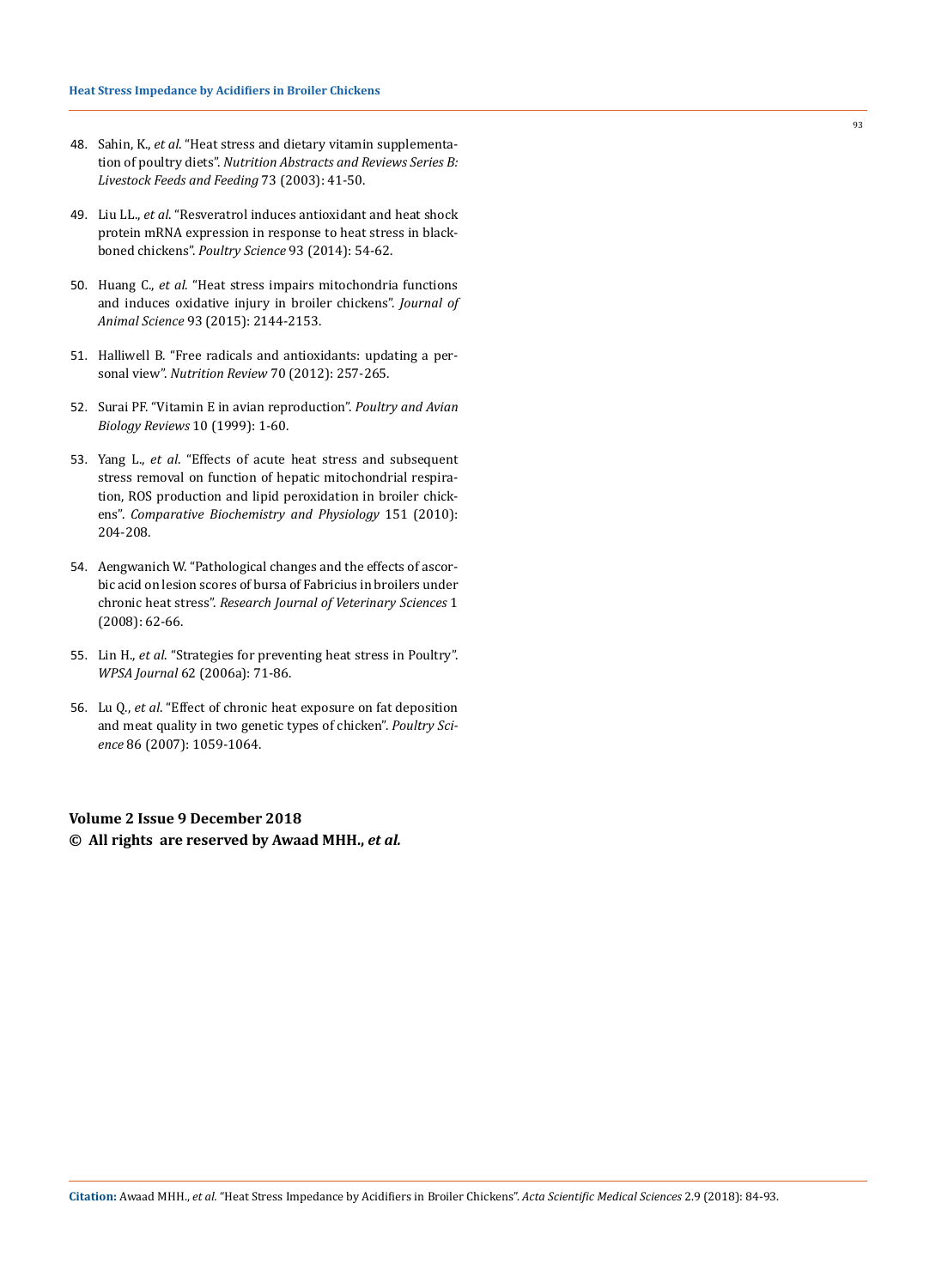48. Sahin, K., *et al.* "Heat stress and dietary vitamin supplementation of poultry diets". *Nutrition Abstracts and Reviews Series B: Livestock Feeds and Feeding* 73 (2003): 41-50.

49. Liu LL., *et al*. "Resveratrol induces antioxidant and heat shock protein mRNA expression in response to heat stress in black-boned chickens". *Poultry Science* 93 (2014): 54-62.

50. Huang C., *et al*. "Heat stress impairs mitochondria functions and induces oxidative injury in broiler chickens". *Journal of Animal Science* 93 (2015): 2144-2153.

51. Halliwell B. "Free radicals and antioxidants: updating a personal view". *Nutrition Review* 70 (2012): 257-265.

52. Surai PF. "Vitamin E in avian reproduction". *Poultry and Avian Biology Reviews* 10 (1999): 1-60.

53. Yang L., *et al*. "Effects of acute heat stress and subsequent stress removal on function of hepatic mitochondrial respiration, ROS production and lipid peroxidation in broiler chickens". *Comparative Biochemistry and Physiology* 151 (2010): 204-208.

54. Aengwanich W. "Pathological changes and the effects of ascorbic acid on lesion scores of bursa of Fabricius in broilers under chronic heat stress". *Research Journal of Veterinary Sciences* 1 (2008): 62-66.

55. Lin H., *et al.* "Strategies for preventing heat stress in Poultry". *WPSA Journal* 62 (2006a): 71-86.

56. Lu Q., *et al*. "Effect of chronic heat exposure on fat deposition and meat quality in two genetic types of chicken". *Poultry Science* 86 (2007): 1059-1064.

**Volume 2 Issue 9 December 2018**
**© All rights are reserved by Awaad MHH., *et al.***